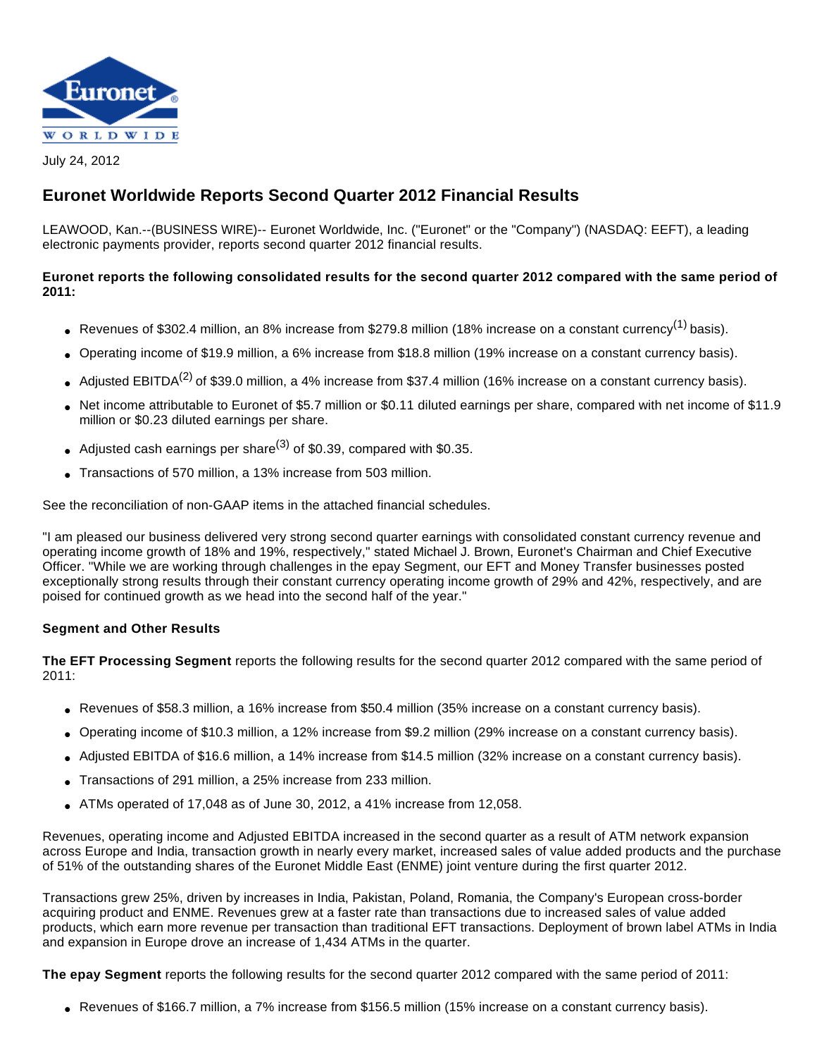Euronet WORLDWIDE

July 24, 2012

# Euronet Worldwide Reports Second Quarter 2012 Financial Results

LEAWOOD, Kan.--(BUSINESS WIRE)-- Euronet Worldwide, Inc. ("Euronet" or the "Company") (NASDAQ: EEFT), a leading electronic payments provider, reports second quarter 2012 financial results.

**Euronet reports the following consolidated results for the second quarter 2012 compared with the same period of 2011:**

- Revenues of $302.4 million, an 8% increase from $279.8 million (18% increase on a constant currency[1] basis).
- Operating income of $19.9 million, a 6% increase from $18.8 million (19% increase on a constant currency basis).
- Adjusted EBITDA[2] of $39.0 million, a 4% increase from $37.4 million (16% increase on a constant currency basis).
- Net income attributable to Euronet of $5.7 million or $0.11 diluted earnings per share, compared with net income of $11.9 million or $0.23 diluted earnings per share.
- Adjusted cash earnings per share[3] of $0.39, compared with $0.35.
- Transactions of 570 million, a 13% increase from 503 million.

See the reconciliation of non-GAAP items in the attached financial schedules.

"I am pleased our business delivered very strong second quarter earnings with consolidated constant currency revenue and operating income growth of 18% and 19%, respectively," stated Michael J. Brown, Euronet's Chairman and Chief Executive Officer. "While we are working through challenges in the epay Segment, our EFT and Money Transfer businesses posted exceptionally strong results through their constant currency operating income growth of 29% and 42%, respectively, and are poised for continued growth as we head into the second half of the year."

### Segment and Other Results

**The EFT Processing Segment** reports the following results for the second quarter 2012 compared with the same period of 2011:

- Revenues of $58.3 million, a 16% increase from $50.4 million (35% increase on a constant currency basis).
- Operating income of $10.3 million, a 12% increase from $9.2 million (29% increase on a constant currency basis).
- Adjusted EBITDA of $16.6 million, a 14% increase from $14.5 million (32% increase on a constant currency basis).
- Transactions of 291 million, a 25% increase from 233 million.
- ATMs operated of 17,048 as of June 30, 2012, a 41% increase from 12,058.

Revenues, operating income and Adjusted EBITDA increased in the second quarter as a result of ATM network expansion across Europe and India, transaction growth in nearly every market, increased sales of value added products and the purchase of 51% of the outstanding shares of the Euronet Middle East (ENME) joint venture during the first quarter 2012.

Transactions grew 25%, driven by increases in India, Pakistan, Poland, Romania, the Company's European cross-border acquiring product and ENME. Revenues grew at a faster rate than transactions due to increased sales of value added products, which earn more revenue per transaction than traditional EFT transactions. Deployment of brown label ATMs in India and expansion in Europe drove an increase of 1,434 ATMs in the quarter.

**The epay Segment** reports the following results for the second quarter 2012 compared with the same period of 2011:

- Revenues of $166.7 million, a 7% increase from $156.5 million (15% increase on a constant currency basis).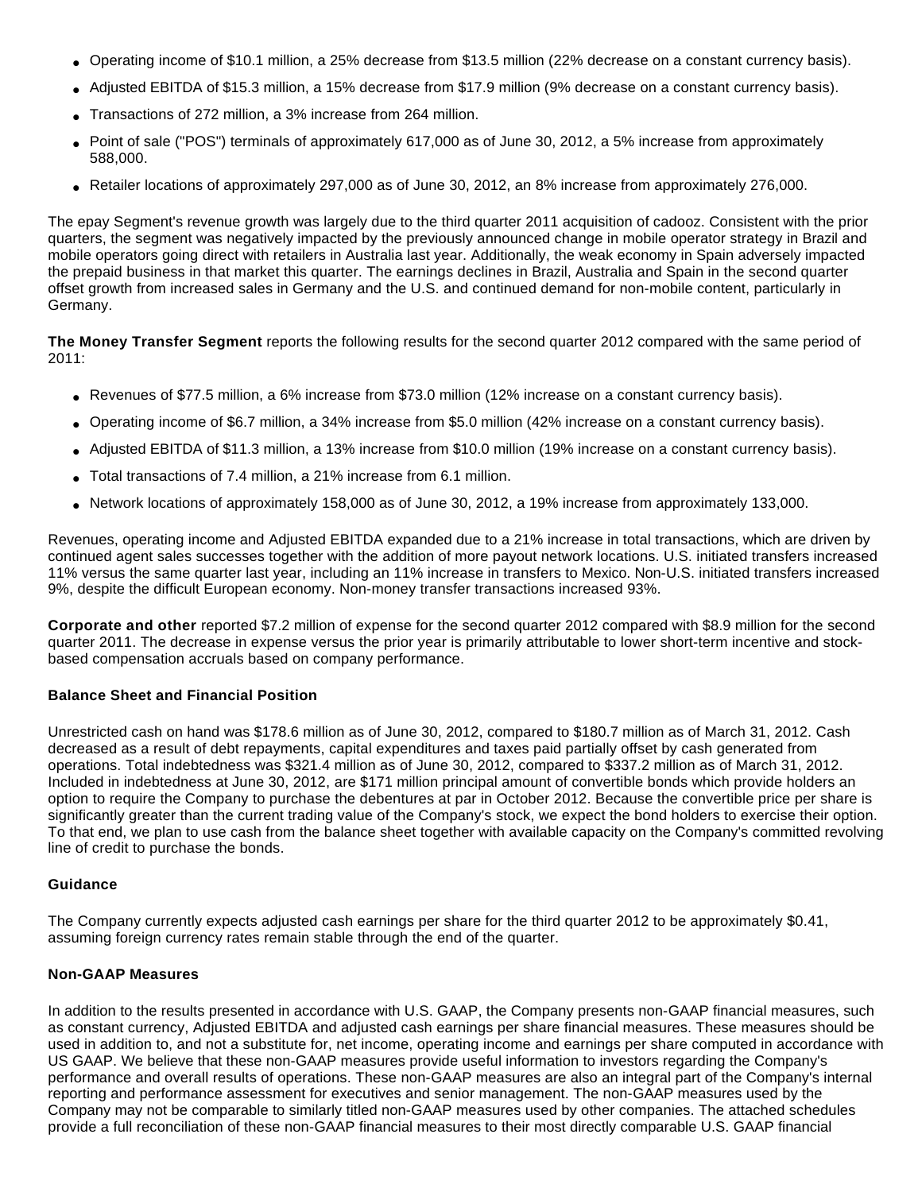- Operating income of $10.1 million, a 25% decrease from $13.5 million (22% decrease on a constant currency basis).
- Adjusted EBITDA of $15.3 million, a 15% decrease from $17.9 million (9% decrease on a constant currency basis).
- Transactions of 272 million, a 3% increase from 264 million.
- Point of sale ("POS") terminals of approximately 617,000 as of June 30, 2012, a 5% increase from approximately 588,000.
- Retailer locations of approximately 297,000 as of June 30, 2012, an 8% increase from approximately 276,000.

The epay Segment's revenue growth was largely due to the third quarter 2011 acquisition of cadooz. Consistent with the prior quarters, the segment was negatively impacted by the previously announced change in mobile operator strategy in Brazil and mobile operators going direct with retailers in Australia last year. Additionally, the weak economy in Spain adversely impacted the prepaid business in that market this quarter. The earnings declines in Brazil, Australia and Spain in the second quarter offset growth from increased sales in Germany and the U.S. and continued demand for non-mobile content, particularly in Germany.

**The Money Transfer Segment** reports the following results for the second quarter 2012 compared with the same period of 2011:

- Revenues of $77.5 million, a 6% increase from $73.0 million (12% increase on a constant currency basis).
- Operating income of $6.7 million, a 34% increase from $5.0 million (42% increase on a constant currency basis).
- Adjusted EBITDA of $11.3 million, a 13% increase from $10.0 million (19% increase on a constant currency basis).
- Total transactions of 7.4 million, a 21% increase from 6.1 million.
- Network locations of approximately 158,000 as of June 30, 2012, a 19% increase from approximately 133,000.

Revenues, operating income and Adjusted EBITDA expanded due to a 21% increase in total transactions, which are driven by continued agent sales successes together with the addition of more payout network locations. U.S. initiated transfers increased 11% versus the same quarter last year, including an 11% increase in transfers to Mexico. Non-U.S. initiated transfers increased 9%, despite the difficult European economy. Non-money transfer transactions increased 93%.

**Corporate and other** reported $7.2 million of expense for the second quarter 2012 compared with $8.9 million for the second quarter 2011. The decrease in expense versus the prior year is primarily attributable to lower short-term incentive and stock-based compensation accruals based on company performance.

**Balance Sheet and Financial Position**

Unrestricted cash on hand was $178.6 million as of June 30, 2012, compared to $180.7 million as of March 31, 2012. Cash decreased as a result of debt repayments, capital expenditures and taxes paid partially offset by cash generated from operations. Total indebtedness was $321.4 million as of June 30, 2012, compared to $337.2 million as of March 31, 2012. Included in indebtedness at June 30, 2012, are $171 million principal amount of convertible bonds which provide holders an option to require the Company to purchase the debentures at par in October 2012. Because the convertible price per share is significantly greater than the current trading value of the Company's stock, we expect the bond holders to exercise their option. To that end, we plan to use cash from the balance sheet together with available capacity on the Company's committed revolving line of credit to purchase the bonds.

**Guidance**

The Company currently expects adjusted cash earnings per share for the third quarter 2012 to be approximately $0.41, assuming foreign currency rates remain stable through the end of the quarter.

**Non-GAAP Measures**

In addition to the results presented in accordance with U.S. GAAP, the Company presents non-GAAP financial measures, such as constant currency, Adjusted EBITDA and adjusted cash earnings per share financial measures. These measures should be used in addition to, and not a substitute for, net income, operating income and earnings per share computed in accordance with US GAAP. We believe that these non-GAAP measures provide useful information to investors regarding the Company's performance and overall results of operations. These non-GAAP measures are also an integral part of the Company's internal reporting and performance assessment for executives and senior management. The non-GAAP measures used by the Company may not be comparable to similarly titled non-GAAP measures used by other companies. The attached schedules provide a full reconciliation of these non-GAAP financial measures to their most directly comparable U.S. GAAP financial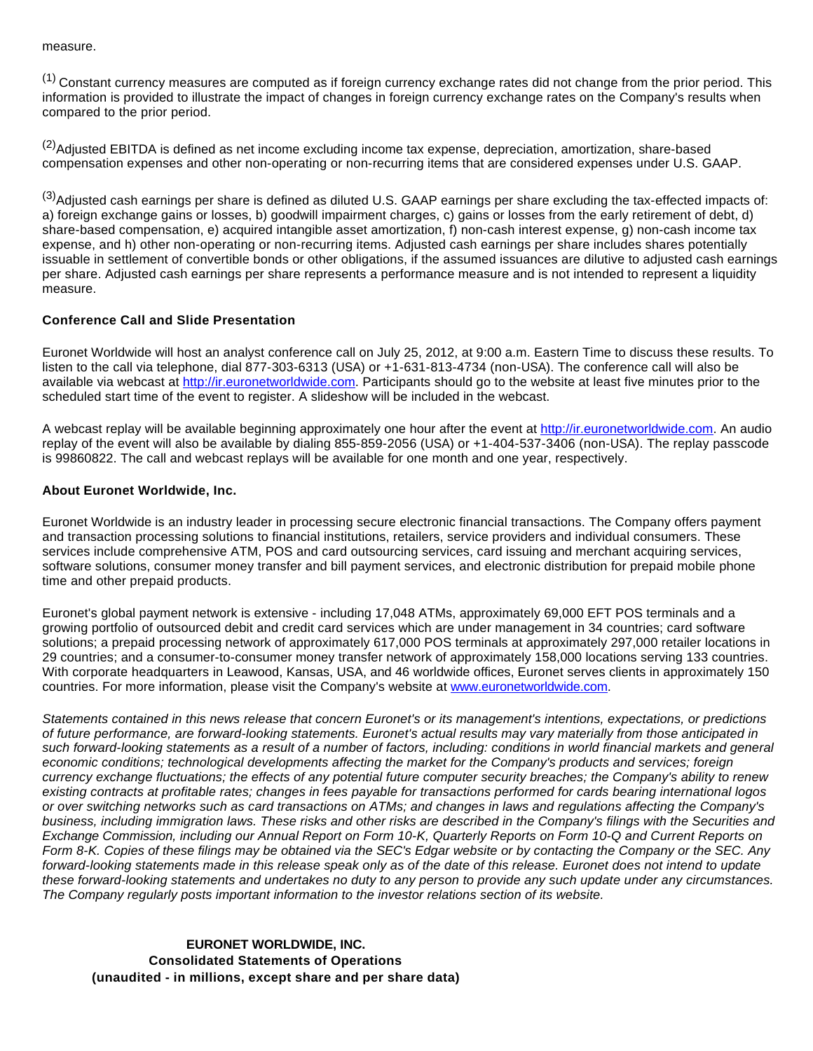measure.

(1) Constant currency measures are computed as if foreign currency exchange rates did not change from the prior period. This information is provided to illustrate the impact of changes in foreign currency exchange rates on the Company's results when compared to the prior period.

(2) Adjusted EBITDA is defined as net income excluding income tax expense, depreciation, amortization, share-based compensation expenses and other non-operating or non-recurring items that are considered expenses under U.S. GAAP.

(3) Adjusted cash earnings per share is defined as diluted U.S. GAAP earnings per share excluding the tax-effected impacts of: a) foreign exchange gains or losses, b) goodwill impairment charges, c) gains or losses from the early retirement of debt, d) share-based compensation, e) acquired intangible asset amortization, f) non-cash interest expense, g) non-cash income tax expense, and h) other non-operating or non-recurring items. Adjusted cash earnings per share includes shares potentially issuable in settlement of convertible bonds or other obligations, if the assumed issuances are dilutive to adjusted cash earnings per share. Adjusted cash earnings per share represents a performance measure and is not intended to represent a liquidity measure.

**Conference Call and Slide Presentation**

Euronet Worldwide will host an analyst conference call on July 25, 2012, at 9:00 a.m. Eastern Time to discuss these results. To listen to the call via telephone, dial 877-303-6313 (USA) or +1-631-813-4734 (non-USA). The conference call will also be available via webcast at http://ir.euronetworldwide.com. Participants should go to the website at least five minutes prior to the scheduled start time of the event to register. A slideshow will be included in the webcast.

A webcast replay will be available beginning approximately one hour after the event at http://ir.euronetworldwide.com. An audio replay of the event will also be available by dialing 855-859-2056 (USA) or +1-404-537-3406 (non-USA). The replay passcode is 99860822. The call and webcast replays will be available for one month and one year, respectively.

**About Euronet Worldwide, Inc.**

Euronet Worldwide is an industry leader in processing secure electronic financial transactions. The Company offers payment and transaction processing solutions to financial institutions, retailers, service providers and individual consumers. These services include comprehensive ATM, POS and card outsourcing services, card issuing and merchant acquiring services, software solutions, consumer money transfer and bill payment services, and electronic distribution for prepaid mobile phone time and other prepaid products.

Euronet's global payment network is extensive - including 17,048 ATMs, approximately 69,000 EFT POS terminals and a growing portfolio of outsourced debit and credit card services which are under management in 34 countries; card software solutions; a prepaid processing network of approximately 617,000 POS terminals at approximately 297,000 retailer locations in 29 countries; and a consumer-to-consumer money transfer network of approximately 158,000 locations serving 133 countries. With corporate headquarters in Leawood, Kansas, USA, and 46 worldwide offices, Euronet serves clients in approximately 150 countries. For more information, please visit the Company's website at www.euronetworldwide.com.

*Statements contained in this news release that concern Euronet's or its management's intentions, expectations, or predictions of future performance, are forward-looking statements. Euronet's actual results may vary materially from those anticipated in such forward-looking statements as a result of a number of factors, including: conditions in world financial markets and general economic conditions; technological developments affecting the market for the Company's products and services; foreign currency exchange fluctuations; the effects of any potential future computer security breaches; the Company's ability to renew existing contracts at profitable rates; changes in fees payable for transactions performed for cards bearing international logos or over switching networks such as card transactions on ATMs; and changes in laws and regulations affecting the Company's business, including immigration laws. These risks and other risks are described in the Company's filings with the Securities and Exchange Commission, including our Annual Report on Form 10-K, Quarterly Reports on Form 10-Q and Current Reports on Form 8-K. Copies of these filings may be obtained via the SEC's Edgar website or by contacting the Company or the SEC. Any forward-looking statements made in this release speak only as of the date of this release. Euronet does not intend to update these forward-looking statements and undertakes no duty to any person to provide any such update under any circumstances. The Company regularly posts important information to the investor relations section of its website.*

**EURONET WORLDWIDE, INC.**
**Consolidated Statements of Operations**
**(unaudited - in millions, except share and per share data)**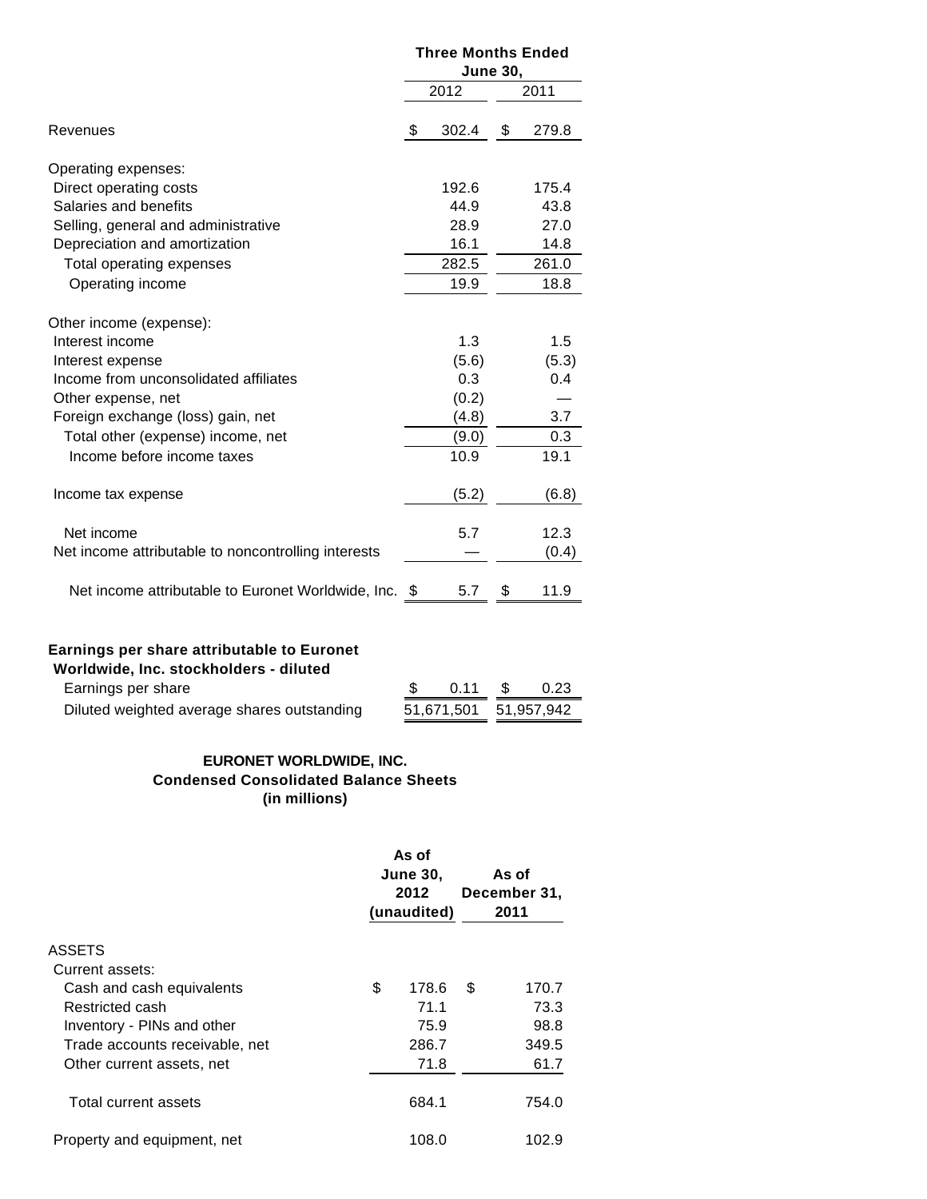| | Three Months Ended June 30, | |
|---|---|---|
| | 2012 | 2011 |
| Revenues | $ 302.4 | $ 279.8 |
| Operating expenses: | | |
| Direct operating costs | 192.6 | 175.4 |
| Salaries and benefits | 44.9 | 43.8 |
| Selling, general and administrative | 28.9 | 27.0 |
| Depreciation and amortization | 16.1 | 14.8 |
| Total operating expenses | 282.5 | 261.0 |
| Operating income | 19.9 | 18.8 |
| Other income (expense): | | |
| Interest income | 1.3 | 1.5 |
| Interest expense | (5.6) | (5.3) |
| Income from unconsolidated affiliates | 0.3 | 0.4 |
| Other expense, net | (0.2) | — |
| Foreign exchange (loss) gain, net | (4.8) | 3.7 |
| Total other (expense) income, net | (9.0) | 0.3 |
| Income before income taxes | 10.9 | 19.1 |
| Income tax expense | (5.2) | (6.8) |
| Net income | 5.7 | 12.3 |
| Net income attributable to noncontrolling interests | — | (0.4) |
| Net income attributable to Euronet Worldwide, Inc. | $ 5.7 | $ 11.9 |
| **Earnings per share attributable to Euronet Worldwide, Inc. stockholders - diluted** | | |
| Earnings per share | $ 0.11 | $ 0.23 |
| Diluted weighted average shares outstanding | 51,671,501 | 51,957,942 |

**EURONET WORLDWIDE, INC.**
**Condensed Consolidated Balance Sheets**
**(in millions)**

| | As of June 30, 2012 (unaudited) | As of December 31, 2011 |
|---|---|---|
| ASSETS | | |
| Current assets: | | |
| Cash and cash equivalents | $ 178.6 | $ 170.7 |
| Restricted cash | 71.1 | 73.3 |
| Inventory - PINs and other | 75.9 | 98.8 |
| Trade accounts receivable, net | 286.7 | 349.5 |
| Other current assets, net | 71.8 | 61.7 |
| Total current assets | 684.1 | 754.0 |
| Property and equipment, net | 108.0 | 102.9 |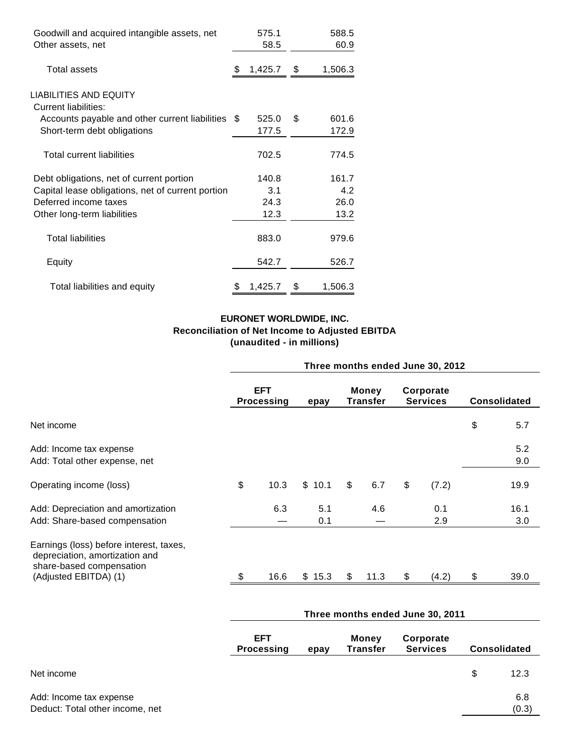| | | |
|---|---|---|
| Goodwill and acquired intangible assets, net | 575.1 | 588.5 |
| Other assets, net | 58.5 | 60.9 |
| Total assets | $ 1,425.7 | $ 1,506.3 |
| LIABILITIES AND EQUITY | | |
| Current liabilities: | | |
| Accounts payable and other current liabilities | $ 525.0 | $ 601.6 |
| Short-term debt obligations | 177.5 | 172.9 |
| Total current liabilities | 702.5 | 774.5 |
| Debt obligations, net of current portion | 140.8 | 161.7 |
| Capital lease obligations, net of current portion | 3.1 | 4.2 |
| Deferred income taxes | 24.3 | 26.0 |
| Other long-term liabilities | 12.3 | 13.2 |
| Total liabilities | 883.0 | 979.6 |
| Equity | 542.7 | 526.7 |
| Total liabilities and equity | $ 1,425.7 | $ 1,506.3 |

**EURONET WORLDWIDE, INC.**
**Reconciliation of Net Income to Adjusted EBITDA**
**(unaudited - in millions)**

| | Three months ended June 30, 2012 | | | | |
|---|---|---|---|---|---|
| | EFT Processing | epay | Money Transfer | Corporate Services | Consolidated |
| Net income | | | | | $ 5.7 |
| Add: Income tax expense | | | | | 5.2 |
| Add: Total other expense, net | | | | | 9.0 |
| Operating income (loss) | $ 10.3 | $ 10.1 | $ 6.7 | $ (7.2) | 19.9 |
| Add: Depreciation and amortization | 6.3 | 5.1 | 4.6 | 0.1 | 16.1 |
| Add: Share-based compensation | — | 0.1 | — | 2.9 | 3.0 |
| Earnings (loss) before interest, taxes, depreciation, amortization and share-based compensation (Adjusted EBITDA) (1) | $ 16.6 | $ 15.3 | $ 11.3 | $ (4.2) | $ 39.0 |

| | Three months ended June 30, 2011 | | | | |
|---|---|---|---|---|---|
| | EFT Processing | epay | Money Transfer | Corporate Services | Consolidated |
| Net income | | | | | $ 12.3 |
| Add: Income tax expense | | | | | 6.8 |
| Deduct: Total other income, net | | | | | (0.3) |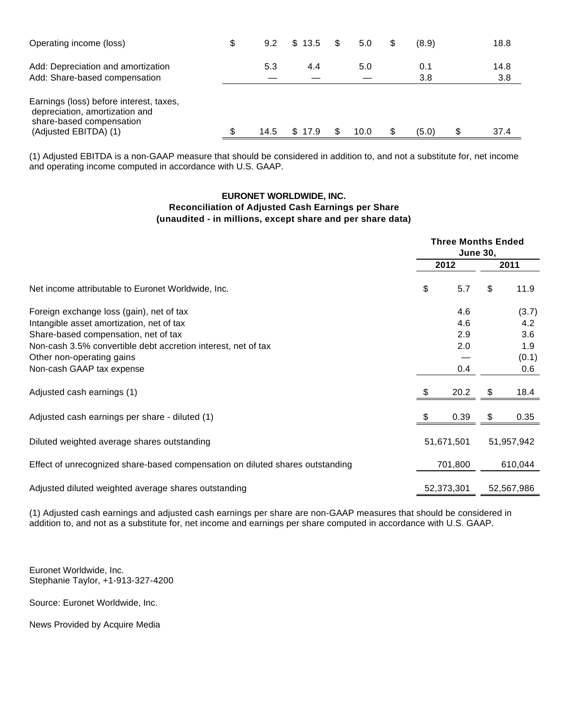| | | | | | |
|---|---|---|---|---|---|
| Operating income (loss) | $ 9.2 | $ 13.5 | $ 5.0 | $ (8.9) | 18.8 |
| Add: Depreciation and amortization | 5.3 | 4.4 | 5.0 | 0.1 | 14.8 |
| Add: Share-based compensation | — | — | — | 3.8 | 3.8 |
| Earnings (loss) before interest, taxes, depreciation, amortization and share-based compensation (Adjusted EBITDA) (1) | $ 14.5 | $ 17.9 | $ 10.0 | $ (5.0) | $ 37.4 |

(1) Adjusted EBITDA is a non-GAAP measure that should be considered in addition to, and not a substitute for, net income and operating income computed in accordance with U.S. GAAP.

**EURONET WORLDWIDE, INC.**
**Reconciliation of Adjusted Cash Earnings per Share**
**(unaudited - in millions, except share and per share data)**

| | Three Months Ended June 30, | |
|---|---|---|
| | 2012 | 2011 |
| Net income attributable to Euronet Worldwide, Inc. | $ 5.7 | $ 11.9 |
| Foreign exchange loss (gain), net of tax | 4.6 | (3.7) |
| Intangible asset amortization, net of tax | 4.6 | 4.2 |
| Share-based compensation, net of tax | 2.9 | 3.6 |
| Non-cash 3.5% convertible debt accretion interest, net of tax | 2.0 | 1.9 |
| Other non-operating gains | — | (0.1) |
| Non-cash GAAP tax expense | 0.4 | 0.6 |
| Adjusted cash earnings (1) | $ 20.2 | $ 18.4 |
| Adjusted cash earnings per share - diluted (1) | $ 0.39 | $ 0.35 |
| Diluted weighted average shares outstanding | 51,671,501 | 51,957,942 |
| Effect of unrecognized share-based compensation on diluted shares outstanding | 701,800 | 610,044 |
| Adjusted diluted weighted average shares outstanding | 52,373,301 | 52,567,986 |

(1) Adjusted cash earnings and adjusted cash earnings per share are non-GAAP measures that should be considered in addition to, and not as a substitute for, net income and earnings per share computed in accordance with U.S. GAAP.

Euronet Worldwide, Inc.
Stephanie Taylor, +1-913-327-4200

Source: Euronet Worldwide, Inc.

News Provided by Acquire Media